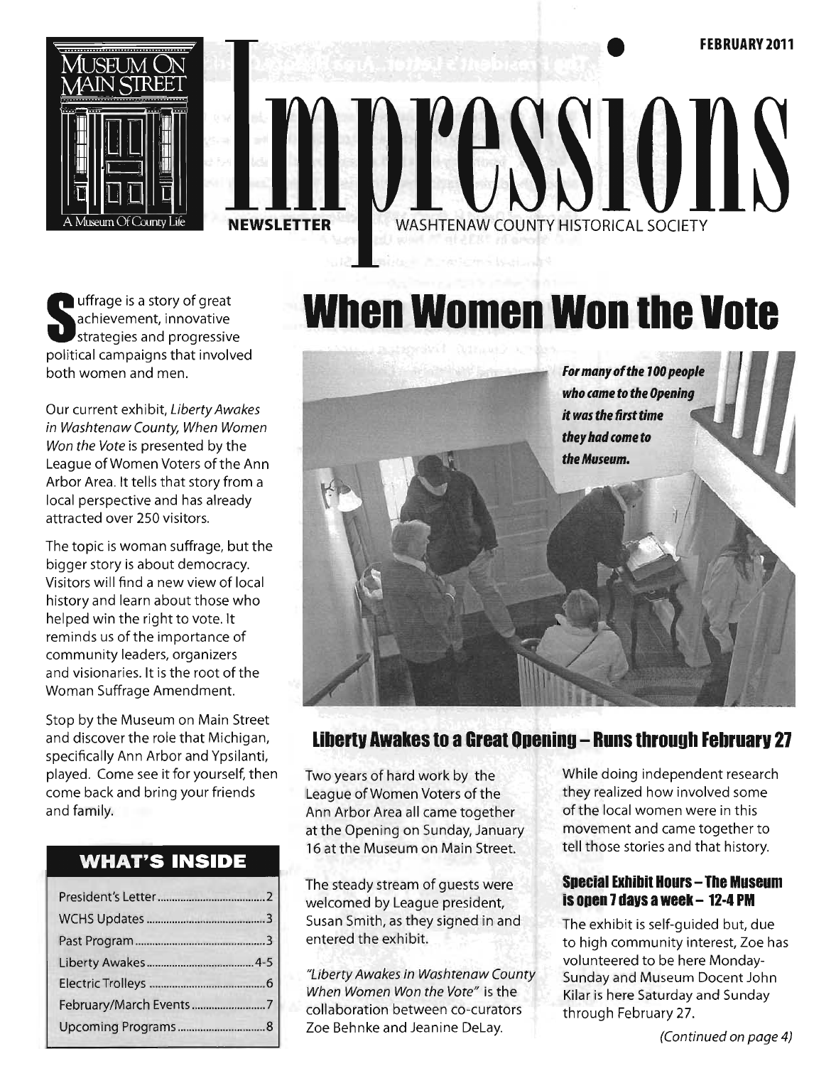# Impressions

MUSEUM ON MAIN STREET — A Museum Of County Life

NEWSLETTER — WASHTENAW COUNTY HISTORICAL SOCIETY

FEBRUARY 2011

# When Women Won the Vote

Suffrage is a story of great achievement, innovative strategies and progressive political campaigns that involved both women and men.

Our current exhibit, *Liberty Awakes in Washtenaw County, When Women Won the Vote* is presented by the League of Women Voters of the Ann Arbor Area. It tells that story from a local perspective and has already attracted over 250 visitors.

The topic is woman suffrage, but the bigger story is about democracy. Visitors will find a new view of local history and learn about those who helped win the right to vote. It reminds us of the importance of community leaders, organizers and visionaries. It is the root of the Woman Suffrage Amendment.

Stop by the Museum on Main Street and discover the role that Michigan, specifically Ann Arbor and Ypsilanti, played. Come see it for yourself, then come back and bring your friends and family.

## WHAT'S INSIDE

| | |
|---|---|
| President's Letter | 2 |
| WCHS Updates | 3 |
| Past Program | 3 |
| Liberty Awakes | 4-5 |
| Electric Trolleys | 6 |
| February/March Events | 7 |
| Upcoming Programs | 8 |

***For many of the 100 people who came to the Opening it was the first time they had come to the Museum.***

## Liberty Awakes to a Great Opening – Runs through February 27

Two years of hard work by the League of Women Voters of the Ann Arbor Area all came together at the Opening on Sunday, January 16 at the Museum on Main Street.

The steady stream of guests were welcomed by League president, Susan Smith, as they signed in and entered the exhibit.

*"Liberty Awakes in Washtenaw County When Women Won the Vote"* is the collaboration between co-curators Zoe Behnke and Jeanine DeLay.

While doing independent research they realized how involved some of the local women were in this movement and came together to tell those stories and that history.

### Special Exhibit Hours – The Museum is open 7 days a week – 12-4 PM

The exhibit is self-guided but, due to high community interest, Zoe has volunteered to be here Monday-Sunday and Museum Docent John Kilar is here Saturday and Sunday through February 27.

*(Continued on page 4)*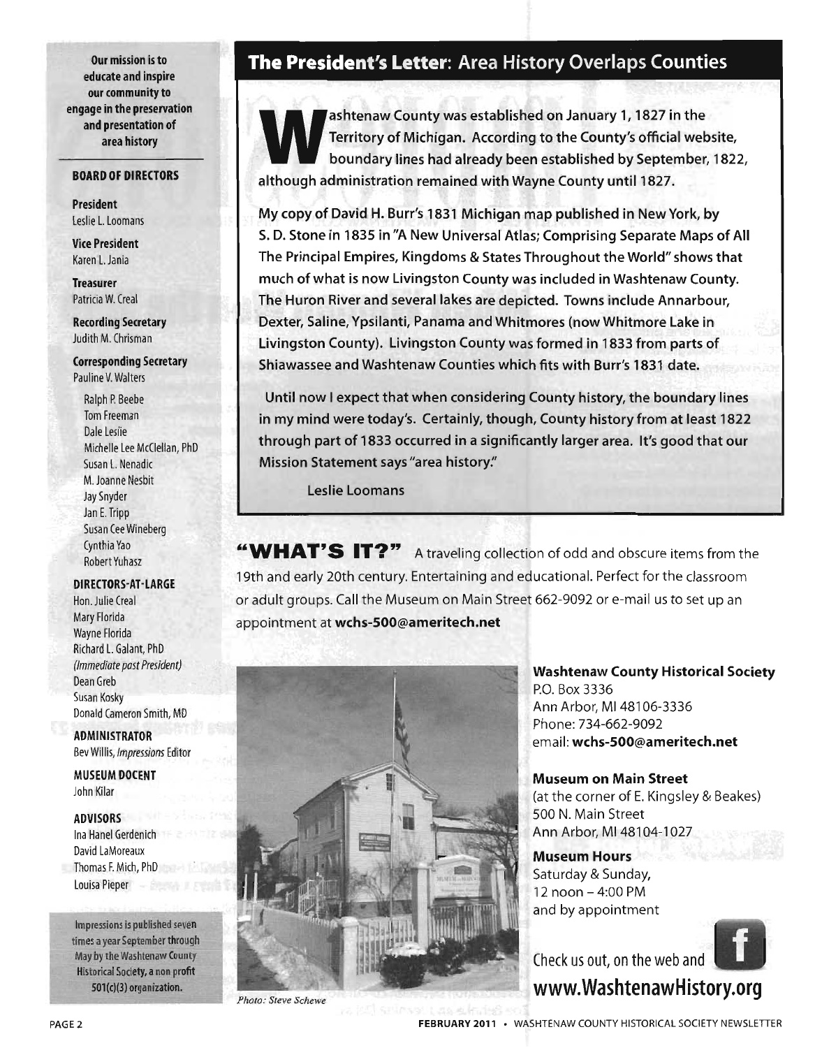Our mission is to educate and inspire our community to engage in the preservation and presentation of area history

## BOARD OF DIRECTORS

**President**
Leslie L. Loomans

**Vice President**
Karen L. Jania

**Treasurer**
Patricia W. Creal

**Recording Secretary**
Judith M. Chrisman

**Corresponding Secretary**
Pauline V. Walters

Ralph P. Beebe
Tom Freeman
Dale Leslie
Michelle Lee McClellan, PhD
Susan L. Nenadic
M. Joanne Nesbit
Jay Snyder
Jan E. Tripp
Susan Cee Wineberg
Cynthia Yao
Robert Yuhasz

**DIRECTORS-AT-LARGE**

Hon. Julie Creal
Mary Florida
Wayne Florida
Richard L. Galant, PhD
*(Immediate past President)*
Dean Greb
Susan Kosky
Donald Cameron Smith, MD

**ADMINISTRATOR**
Bev Willis, *Impressions* Editor

**MUSEUM DOCENT**
John Kilar

**ADVISORS**
Ina Hanel Gerdenich
David LaMoreaux
Thomas F. Mich, PhD
Louisa Pieper

Impressions is published seven times a year September through May by the Washtenaw County Historical Society, a non profit 501(c)(3) organization.

# The President's Letter: Area History Overlaps Counties

Washtenaw County was established on January 1, 1827 in the Territory of Michigan. According to the County's official website, boundary lines had already been established by September, 1822, although administration remained with Wayne County until 1827.

My copy of David H. Burr's 1831 Michigan map published in New York, by S. D. Stone in 1835 in "A New Universal Atlas; Comprising Separate Maps of All The Principal Empires, Kingdoms & States Throughout the World" shows that much of what is now Livingston County was included in Washtenaw County. The Huron River and several lakes are depicted. Towns include Annarbour, Dexter, Saline, Ypsilanti, Panama and Whitmores (now Whitmore Lake in Livingston County). Livingston County was formed in 1833 from parts of Shiawassee and Washtenaw Counties which fits with Burr's 1831 date.

Until now I expect that when considering County history, the boundary lines in my mind were today's. Certainly, though, County history from at least 1822 through part of 1833 occurred in a significantly larger area. It's good that our Mission Statement says "area history."

Leslie Loomans

**"WHAT'S IT?"** A traveling collection of odd and obscure items from the 19th and early 20th century. Entertaining and educational. Perfect for the classroom or adult groups. Call the Museum on Main Street 662-9092 or e-mail us to set up an appointment at **wchs-500@ameritech.net**

*Photo: Steve Schewe*

**Washtenaw County Historical Society**
P.O. Box 3336
Ann Arbor, MI 48106-3336
Phone: 734-662-9092
email: **wchs-500@ameritech.net**

**Museum on Main Street**
(at the corner of E. Kingsley & Beakes)
500 N. Main Street
Ann Arbor, MI 48104-1027

**Museum Hours**
Saturday & Sunday,
12 noon – 4:00 PM
and by appointment

Check us out, on the web and
**www.WashtenawHistory.org**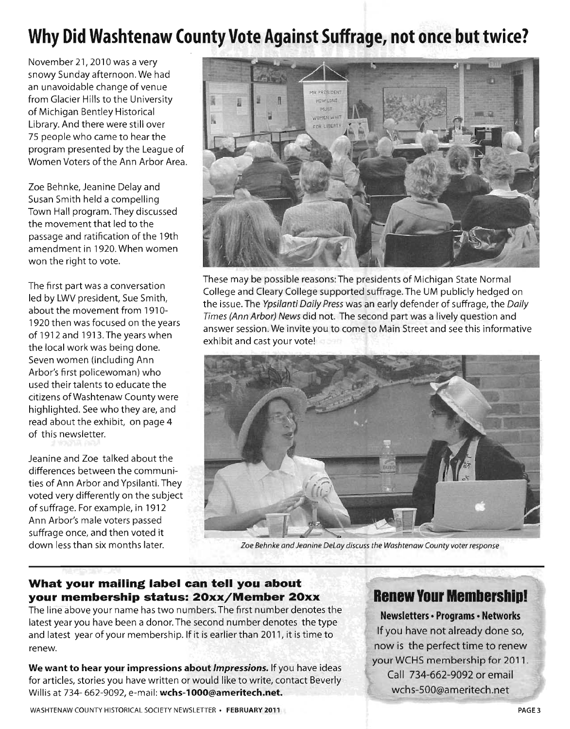# Why Did Washtenaw County Vote Against Suffrage, not once but twice?

November 21, 2010 was a very snowy Sunday afternoon. We had an unavoidable change of venue from Glacier Hills to the University of Michigan Bentley Historical Library. And there were still over 75 people who came to hear the program presented by the League of Women Voters of the Ann Arbor Area.

Zoe Behnke, Jeanine Delay and Susan Smith held a compelling Town Hall program. They discussed the movement that led to the passage and ratification of the 19th amendment in 1920. When women won the right to vote.

The first part was a conversation led by LWV president, Sue Smith, about the movement from 1910-1920 then was focused on the years of 1912 and 1913. The years when the local work was being done. Seven women (including Ann Arbor's first policewoman) who used their talents to educate the citizens of Washtenaw County were highlighted. See who they are, and read about the exhibit, on page 4 of this newsletter.

Jeanine and Zoe talked about the differences between the communities of Ann Arbor and Ypsilanti. They voted very differently on the subject of suffrage. For example, in 1912 Ann Arbor's male voters passed suffrage once, and then voted it down less than six months later.

These may be possible reasons: The presidents of Michigan State Normal College and Cleary College supported suffrage. The UM publicly hedged on the issue. The *Ypsilanti Daily Press* was an early defender of suffrage, the *Daily Times (Ann Arbor) News* did not. The second part was a lively question and answer session. We invite you to come to Main Street and see this informative exhibit and cast your vote!

*Zoe Behnke and Jeanine DeLay discuss the Washtenaw County voter response*

### What your mailing label can tell you about your membership status: 20xx/Member 20xx

The line above your name has two numbers. The first number denotes the latest year you have been a donor. The second number denotes the type and latest year of your membership. If it is earlier than 2011, it is time to renew.

**We want to hear your impressions about *Impressions*.** If you have ideas for articles, stories you have written or would like to write, contact Beverly Willis at 734- 662-9092, e-mail: **wchs-1000@ameritech.net.**

## Renew Your Membership!

**Newsletters • Programs • Networks**

If you have not already done so, now is the perfect time to renew your WCHS membership for 2011. Call 734-662-9092 or email wchs-500@ameritech.net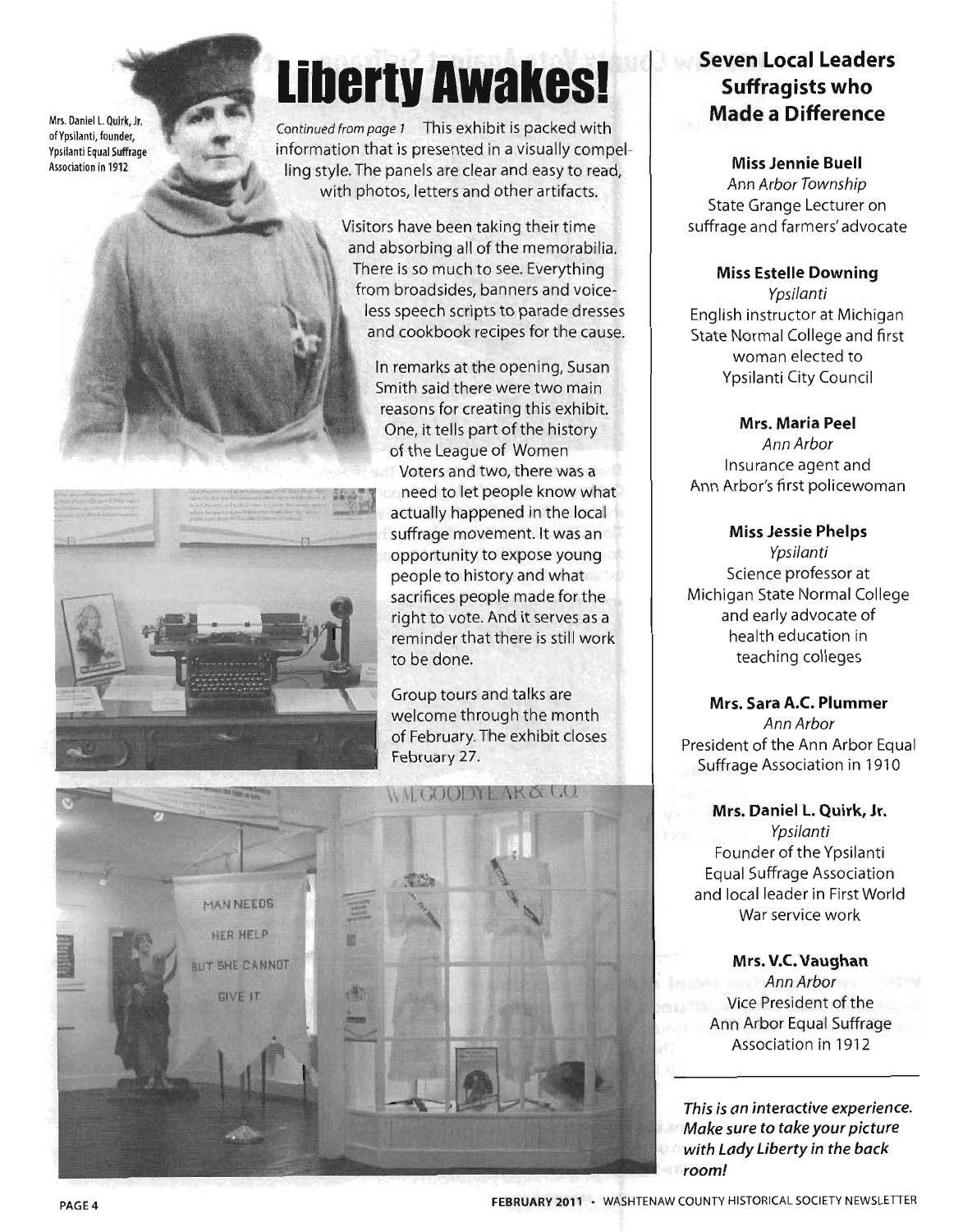Mrs. Daniel L. Quirk, Jr. of Ypsilanti, founder, Ypsilanti Equal Suffrage Association in 1912

# Liberty Awakes!

*Continued from page 1* This exhibit is packed with information that is presented in a visually compelling style. The panels are clear and easy to read, with photos, letters and other artifacts.

Visitors have been taking their time and absorbing all of the memorabilia. There is so much to see. Everything from broadsides, banners and voiceless speech scripts to parade dresses and cookbook recipes for the cause.

In remarks at the opening, Susan Smith said there were two main reasons for creating this exhibit. One, it tells part of the history of the League of Women Voters and two, there was a need to let people know what actually happened in the local suffrage movement. It was an opportunity to expose young people to history and what sacrifices people made for the right to vote. And it serves as a reminder that there is still work to be done.

Group tours and talks are welcome through the month of February. The exhibit closes February 27.

## Seven Local Leaders Suffragists who Made a Difference

**Miss Jennie Buell**
*Ann Arbor Township*
State Grange Lecturer on suffrage and farmers' advocate

**Miss Estelle Downing**
*Ypsilanti*
English instructor at Michigan State Normal College and first woman elected to Ypsilanti City Council

**Mrs. Maria Peel**
*Ann Arbor*
Insurance agent and Ann Arbor's first policewoman

**Miss Jessie Phelps**
*Ypsilanti*
Science professor at Michigan State Normal College and early advocate of health education in teaching colleges

**Mrs. Sara A.C. Plummer**
*Ann Arbor*
President of the Ann Arbor Equal Suffrage Association in 1910

**Mrs. Daniel L. Quirk, Jr.**
*Ypsilanti*
Founder of the Ypsilanti Equal Suffrage Association and local leader in First World War service work

**Mrs. V.C. Vaughan**
*Ann Arbor*
Vice President of the Ann Arbor Equal Suffrage Association in 1912

***This is an interactive experience. Make sure to take your picture with Lady Liberty in the back room!***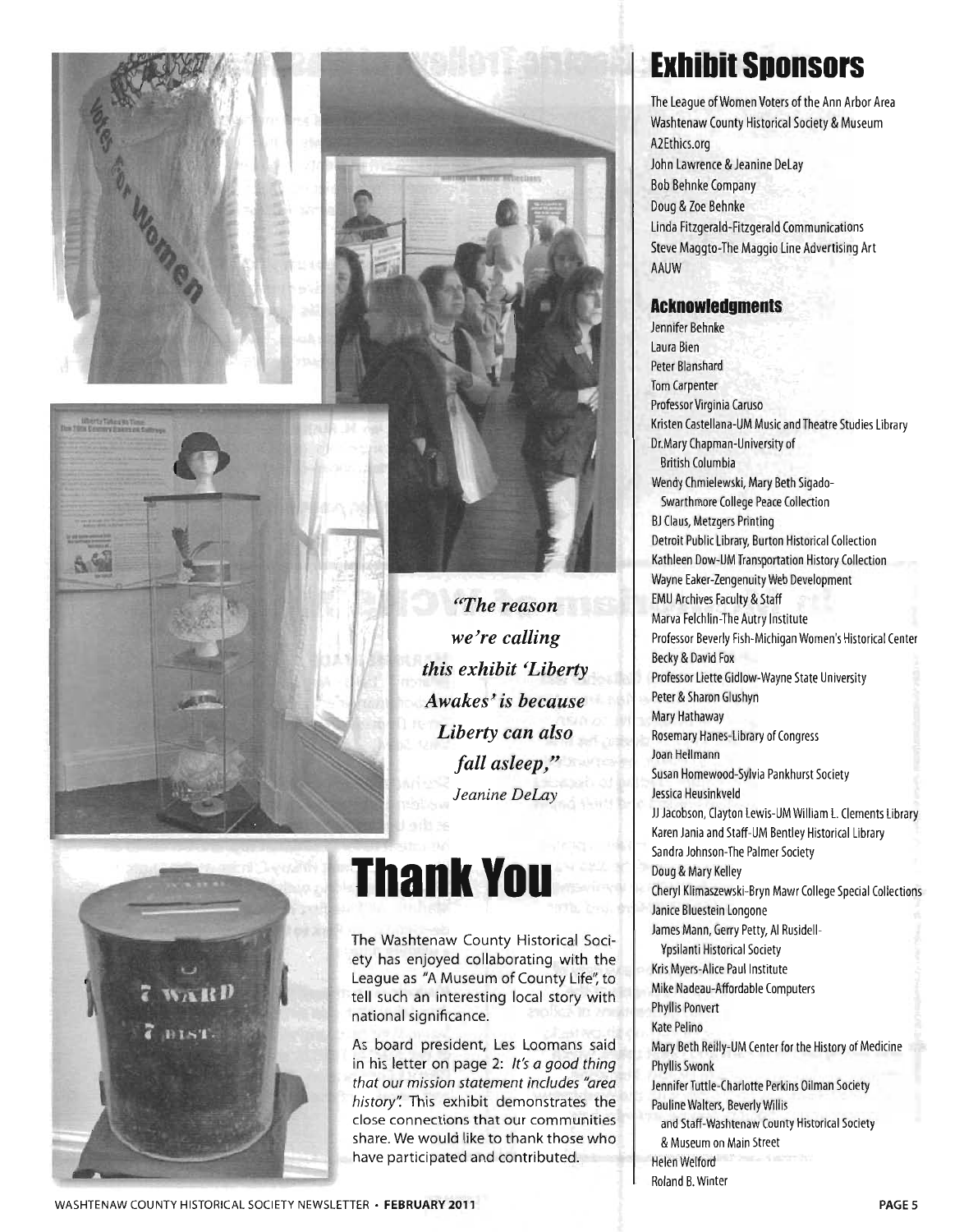*"The reason we're calling this exhibit 'Liberty Awakes' is because Liberty can also fall asleep,"*
*Jeanine DeLay*

# Thank You

The Washtenaw County Historical Society has enjoyed collaborating with the League as "A Museum of County Life", to tell such an interesting local story with national significance.

As board president, Les Loomans said in his letter on page 2: *It's a good thing that our mission statement includes "area history".* This exhibit demonstrates the close connections that our communities share. We would like to thank those who have participated and contributed.

# Exhibit Sponsors

The League of Women Voters of the Ann Arbor Area
Washtenaw County Historical Society & Museum
A2Ethics.org
John Lawrence & Jeanine DeLay
Bob Behnke Company
Doug & Zoe Behnke
Linda Fitzgerald-Fitzgerald Communications
Steve Maggto-The Maggio Line Advertising Art
AAUW

## Acknowledgments

Jennifer Behnke
Laura Bien
Peter Blanshard
Tom Carpenter
Professor Virginia Caruso
Kristen Castellana-UM Music and Theatre Studies Library
Dr.Mary Chapman-University of British Columbia
Wendy Chmielewski, Mary Beth Sigado-Swarthmore College Peace Collection
BJ Claus, Metzgers Printing
Detroit Public Library, Burton Historical Collection
Kathleen Dow-UM Transportation History Collection
Wayne Eaker-Zengenuity Web Development
EMU Archives Faculty & Staff
Marva Felchlin-The Autry Institute
Professor Beverly Fish-Michigan Women's Historical Center
Becky & David Fox
Professor Liette Gidlow-Wayne State University
Peter & Sharon Glushyn
Mary Hathaway
Rosemary Hanes-Library of Congress
Joan Hellmann
Susan Homewood-Sylvia Pankhurst Society
Jessica Heusinkveld
JJ Jacobson, Clayton Lewis-UM William L. Clements Library
Karen Jania and Staff-UM Bentley Historical Library
Sandra Johnson-The Palmer Society
Doug & Mary Kelley
Cheryl Klimaszewski-Bryn Mawr College Special Collections
Janice Bluestein Longone
James Mann, Gerry Petty, Al Rusidell-Ypsilanti Historical Society
Kris Myers-Alice Paul Institute
Mike Nadeau-Affordable Computers
Phyllis Ponvert
Kate Pelino
Mary Beth Reilly-UM Center for the History of Medicine
Phyllis Swonk
Jennifer Tuttle-Charlotte Perkins Oilman Society
Pauline Walters, Beverly Willis and Staff-Washtenaw County Historical Society & Museum on Main Street
Helen Welford
Roland B. Winter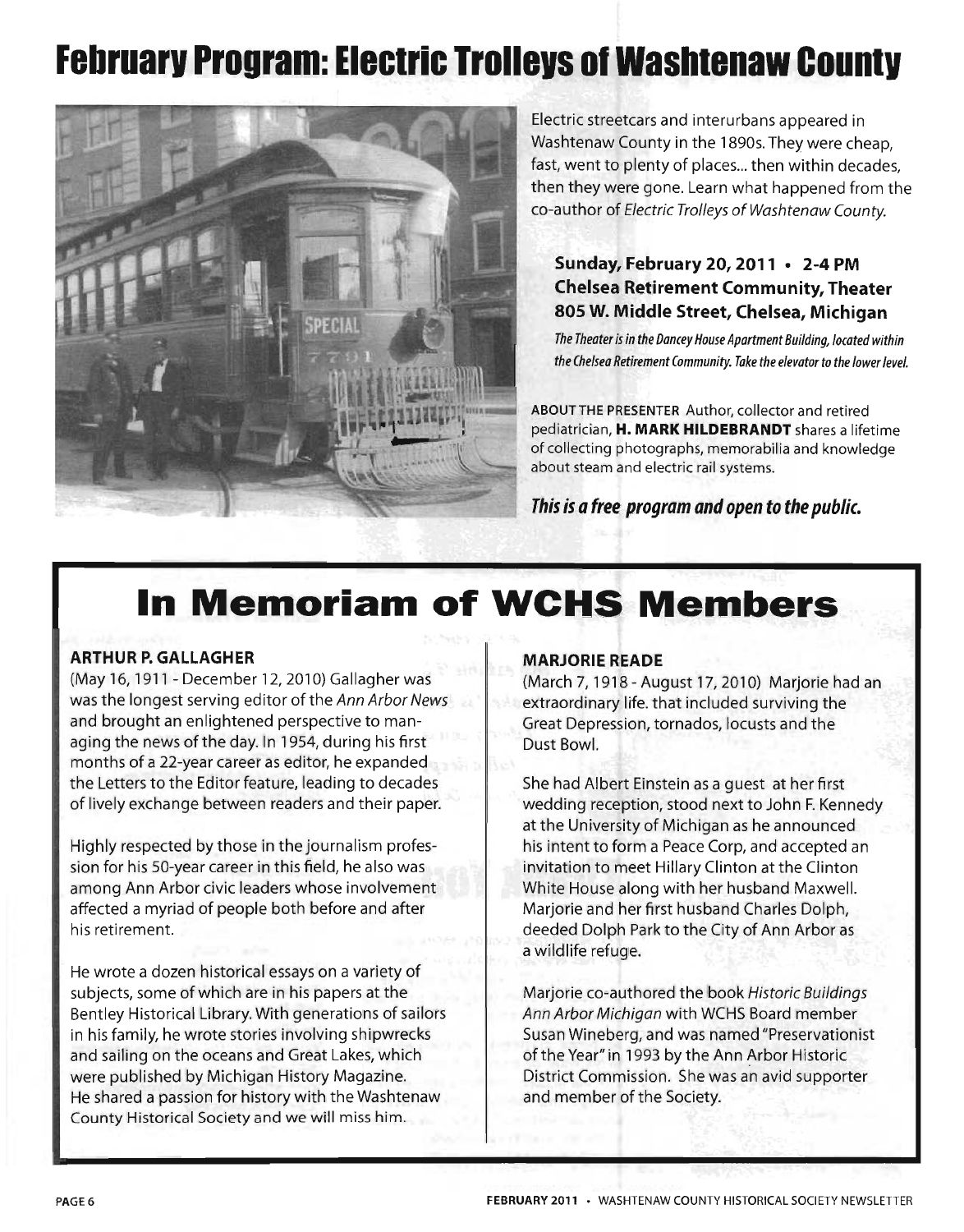# February Program: Electric Trolleys of Washtenaw County

Electric streetcars and interurbans appeared in Washtenaw County in the 1890s. They were cheap, fast, went to plenty of places... then within decades, then they were gone. Learn what happened from the co-author of *Electric Trolleys of Washtenaw County.*

**Sunday, February 20, 2011 • 2-4 PM**
**Chelsea Retirement Community, Theater**
**805 W. Middle Street, Chelsea, Michigan**

*The Theater is in the Dancey House Apartment Building, located within the Chelsea Retirement Community. Take the elevator to the lower level.*

ABOUT THE PRESENTER Author, collector and retired pediatrician, **H. MARK HILDEBRANDT** shares a lifetime of collecting photographs, memorabilia and knowledge about steam and electric rail systems.

***This is a free program and open to the public.***

# In Memoriam of WCHS Members

### ARTHUR P. GALLAGHER

(May 16, 1911 - December 12, 2010) Gallagher was was the longest serving editor of the *Ann Arbor News* and brought an enlightened perspective to managing the news of the day. In 1954, during his first months of a 22-year career as editor, he expanded the Letters to the Editor feature, leading to decades of lively exchange between readers and their paper.

Highly respected by those in the journalism profession for his 50-year career in this field, he also was among Ann Arbor civic leaders whose involvement affected a myriad of people both before and after his retirement.

He wrote a dozen historical essays on a variety of subjects, some of which are in his papers at the Bentley Historical Library. With generations of sailors in his family, he wrote stories involving shipwrecks and sailing on the oceans and Great Lakes, which were published by Michigan History Magazine. He shared a passion for history with the Washtenaw County Historical Society and we will miss him.

### MARJORIE READE

(March 7, 1918 - August 17, 2010) Marjorie had an extraordinary life. that included surviving the Great Depression, tornados, locusts and the Dust Bowl.

She had Albert Einstein as a guest at her first wedding reception, stood next to John F. Kennedy at the University of Michigan as he announced his intent to form a Peace Corp, and accepted an invitation to meet Hillary Clinton at the Clinton White House along with her husband Maxwell. Marjorie and her first husband Charles Dolph, deeded Dolph Park to the City of Ann Arbor as a wildlife refuge.

Marjorie co-authored the book *Historic Buildings Ann Arbor Michigan* with WCHS Board member Susan Wineberg, and was named "Preservationist of the Year" in 1993 by the Ann Arbor Historic District Commission. She was an avid supporter and member of the Society.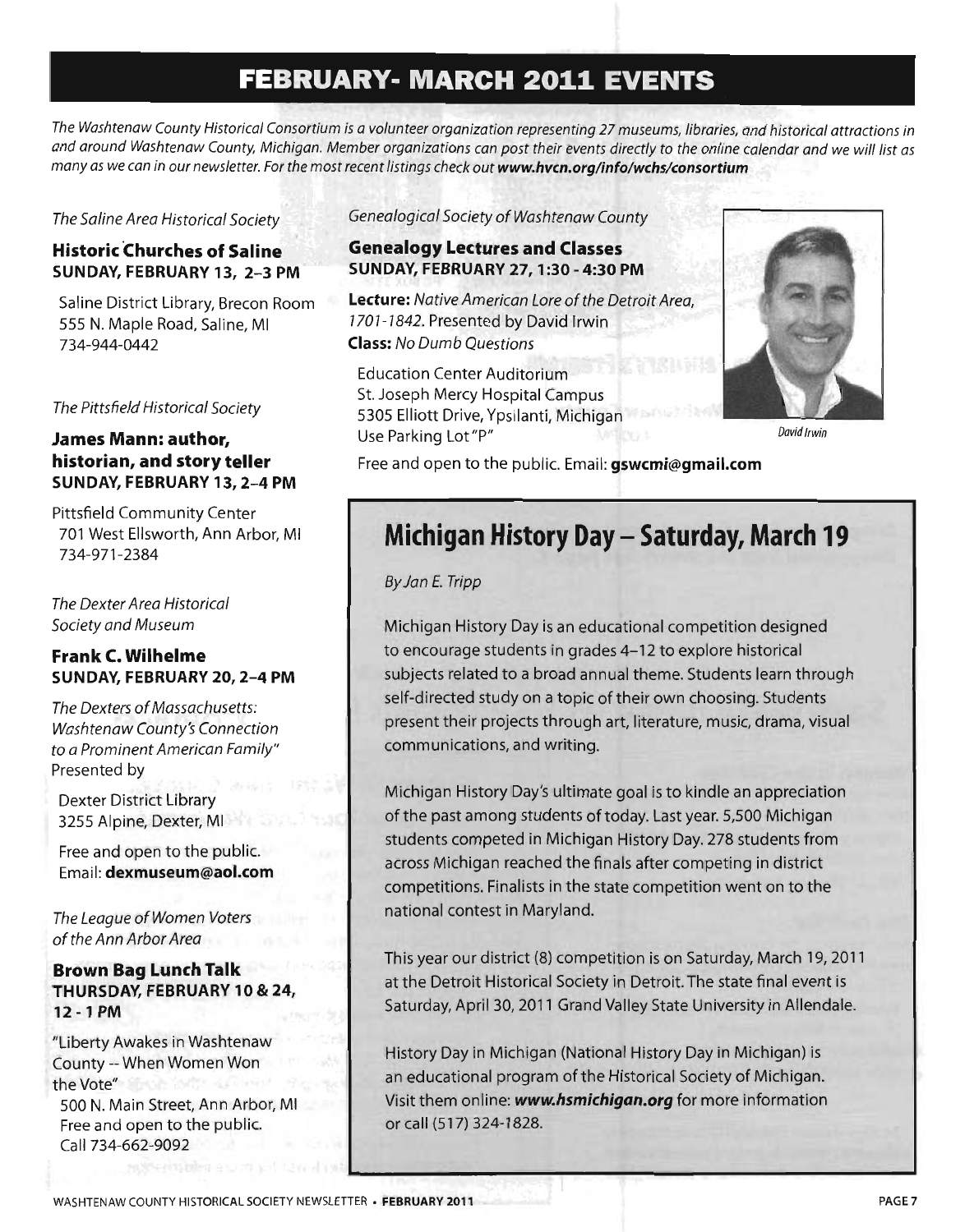# FEBRUARY- MARCH 2011 EVENTS

*The Washtenaw County Historical Consortium is a volunteer organization representing 27 museums, libraries, and historical attractions in and around Washtenaw County, Michigan. Member organizations can post their events directly to the online calendar and we will list as many as we can in our newsletter. For the most recent listings check out* ***www.hvcn.org/info/wchs/consortium***

*The Saline Area Historical Society*

### Historic Churches of Saline
**SUNDAY, FEBRUARY 13, 2-3 PM**

Saline District Library, Brecon Room
555 N. Maple Road, Saline, MI
734-944-0442

*The Pittsfield Historical Society*

### James Mann: author, historian, and story teller
**SUNDAY, FEBRUARY 13, 2-4 PM**

Pittsfield Community Center
701 West Ellsworth, Ann Arbor, MI
734-971-2384

*The Dexter Area Historical Society and Museum*

### Frank C. Wilhelme
**SUNDAY, FEBRUARY 20, 2-4 PM**

*The Dexters of Massachusetts: Washtenaw County's Connection to a Prominent American Family"* Presented by

Dexter District Library
3255 Alpine, Dexter, MI

Free and open to the public.
Email: **dexmuseum@aol.com**

*The League of Women Voters of the Ann Arbor Area*

### Brown Bag Lunch Talk
**THURSDAY, FEBRUARY 10 & 24, 12 - 1 PM**

"Liberty Awakes in Washtenaw County -- When Women Won the Vote"
500 N. Main Street, Ann Arbor, MI
Free and open to the public.
Call 734-662-9092

*Genealogical Society of Washtenaw County*

### Genealogy Lectures and Classes
**SUNDAY, FEBRUARY 27, 1:30 - 4:30 PM**

**Lecture:** *Native American Lore of the Detroit Area, 1701-1842.* Presented by David Irwin
**Class:** *No Dumb Questions*

Education Center Auditorium
St. Joseph Mercy Hospital Campus
5305 Elliott Drive, Ypsilanti, Michigan
Use Parking Lot "P"

*David Irwin*

Free and open to the public. Email: **gswcmi@gmail.com**

## Michigan History Day – Saturday, March 19

*By Jan E. Tripp*

Michigan History Day is an educational competition designed to encourage students in grades 4–12 to explore historical subjects related to a broad annual theme. Students learn through self-directed study on a topic of their own choosing. Students present their projects through art, literature, music, drama, visual communications, and writing.

Michigan History Day's ultimate goal is to kindle an appreciation of the past among students of today. Last year. 5,500 Michigan students competed in Michigan History Day. 278 students from across Michigan reached the finals after competing in district competitions. Finalists in the state competition went on to the national contest in Maryland.

This year our district (8) competition is on Saturday, March 19, 2011 at the Detroit Historical Society in Detroit. The state final event is Saturday, April 30, 2011 Grand Valley State University in Allendale.

History Day in Michigan (National History Day in Michigan) is an educational program of the Historical Society of Michigan. Visit them online: ***www.hsmichigan.org*** for more information or call (517) 324-1828.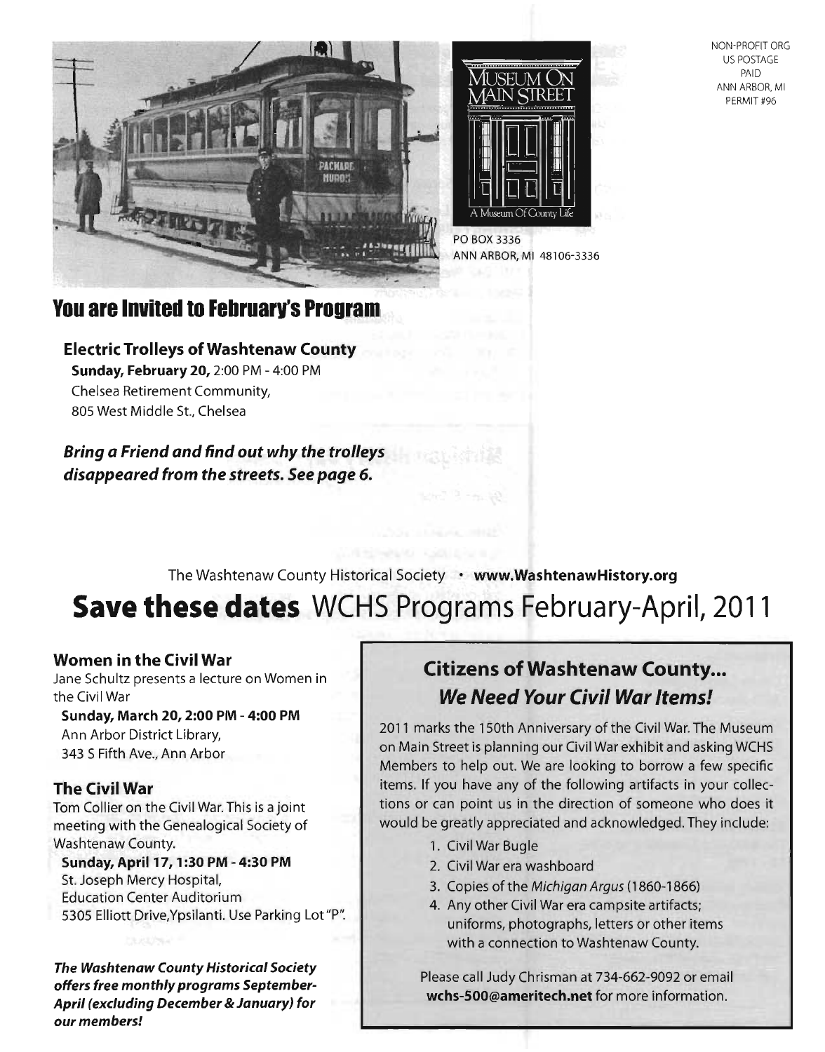NON-PROFIT ORG
US POSTAGE
PAID
ANN ARBOR, MI
PERMIT #96

MUSEUM ON MAIN STREET

A Museum Of County Life

PO BOX 3336
ANN ARBOR, MI 48106-3336

## You are Invited to February's Program

### Electric Trolleys of Washtenaw County

**Sunday, February 20,** 2:00 PM - 4:00 PM
Chelsea Retirement Community,
805 West Middle St., Chelsea

***Bring a Friend and find out why the trolleys disappeared from the streets. See page 6.***

The Washtenaw County Historical Society • **www.WashtenawHistory.org**

# **Save these dates** WCHS Programs February-April, 2011

### Women in the Civil War

Jane Schultz presents a lecture on Women in the Civil War

**Sunday, March 20, 2:00 PM - 4:00 PM**
Ann Arbor District Library,
343 S Fifth Ave., Ann Arbor

### The Civil War

Tom Collier on the Civil War. This is a joint meeting with the Genealogical Society of Washtenaw County.

**Sunday, April 17, 1:30 PM - 4:30 PM**
St. Joseph Mercy Hospital,
Education Center Auditorium
5305 Elliott Drive,Ypsilanti. Use Parking Lot "P".

***The Washtenaw County Historical Society offers free monthly programs September-April (excluding December & January) for our members!***

## Citizens of Washtenaw County... *We Need Your Civil War Items!*

2011 marks the 150th Anniversary of the Civil War. The Museum on Main Street is planning our Civil War exhibit and asking WCHS Members to help out. We are looking to borrow a few specific items. If you have any of the following artifacts in your collections or can point us in the direction of someone who does it would be greatly appreciated and acknowledged. They include:

1. Civil War Bugle
2. Civil War era washboard
3. Copies of the *Michigan Argus* (1860-1866)
4. Any other Civil War era campsite artifacts; uniforms, photographs, letters or other items with a connection to Washtenaw County.

Please call Judy Chrisman at 734-662-9092 or email **wchs-500@ameritech.net** for more information.